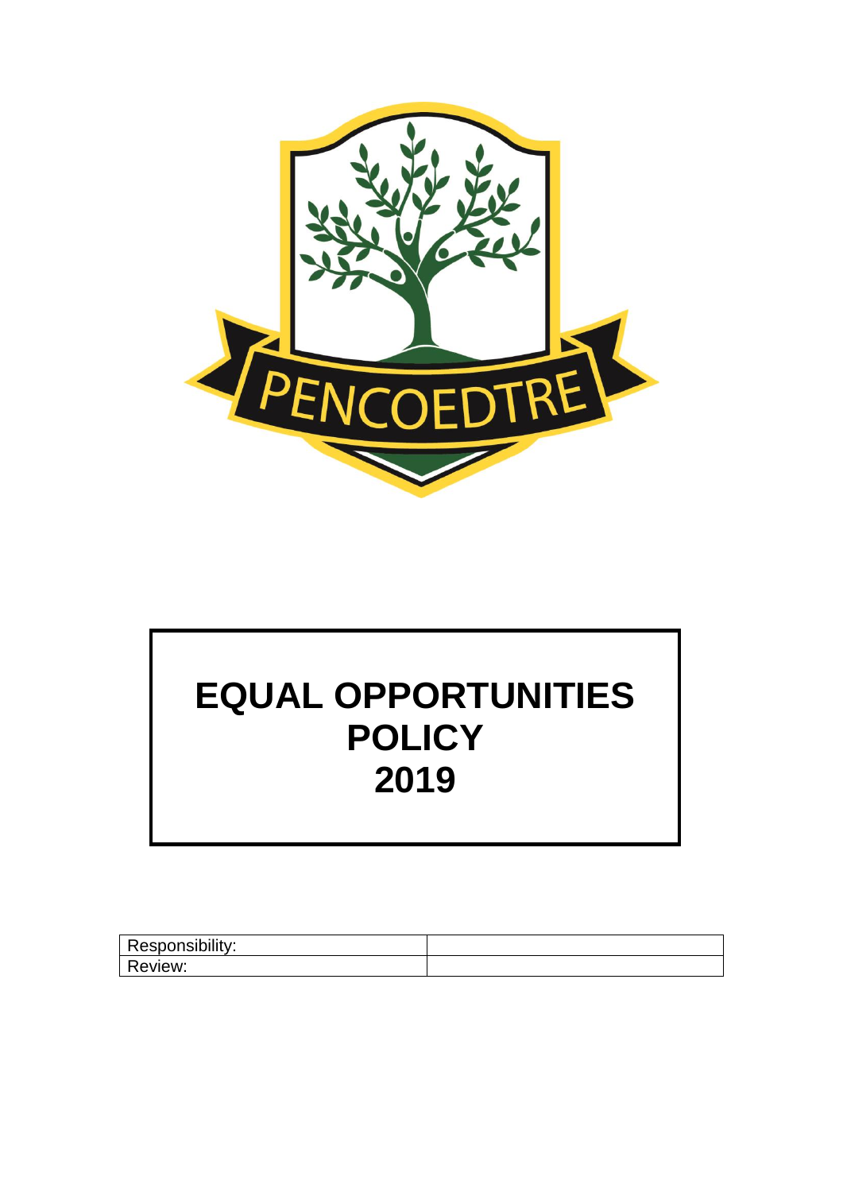PENCOEDTRE

# EQUAL OPPORTUNITIES POLICY 2019

| Responsibility: | |
|---|---|
| Review: | |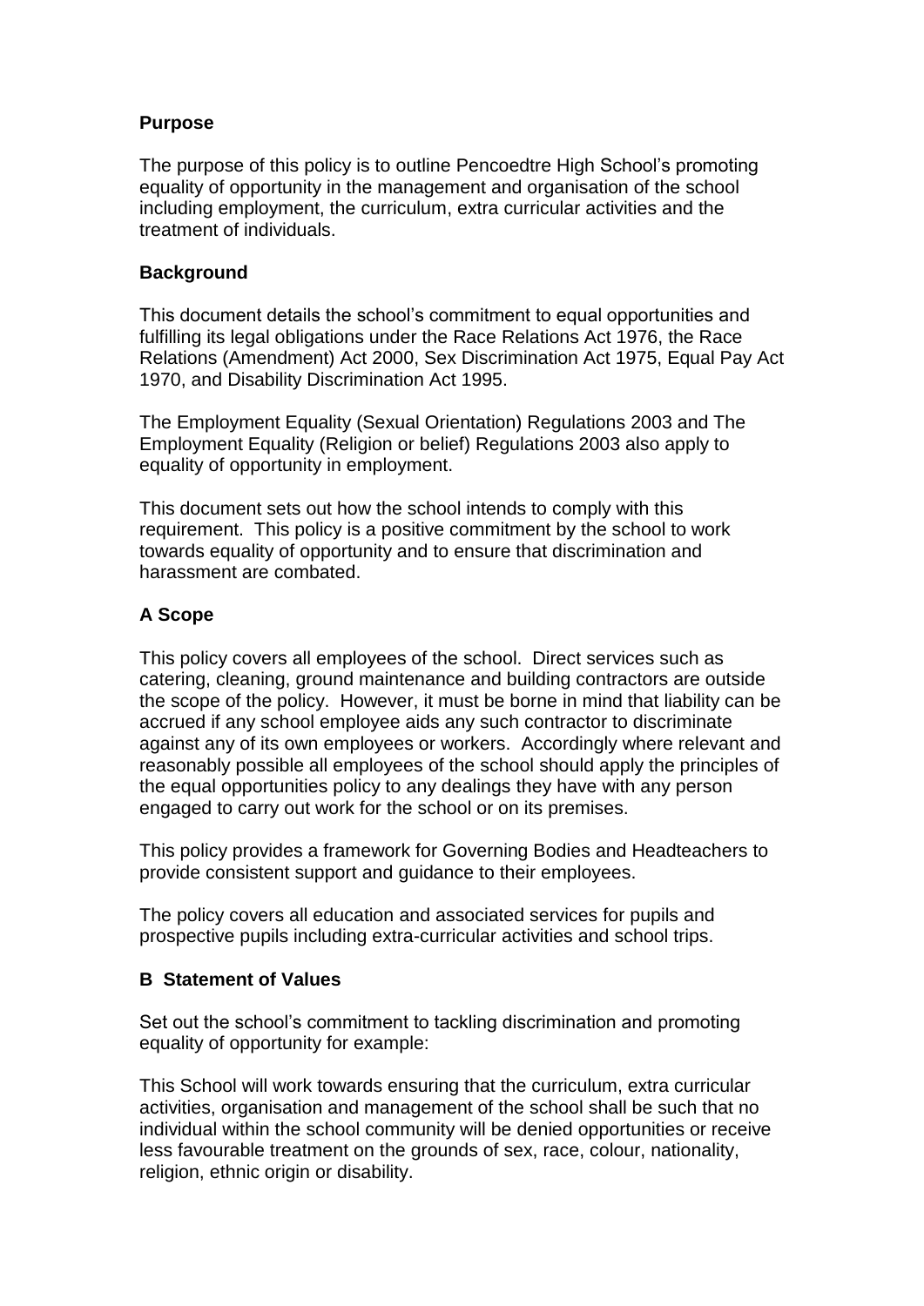## Purpose

The purpose of this policy is to outline Pencoedtre High School's promoting equality of opportunity in the management and organisation of the school including employment, the curriculum, extra curricular activities and the treatment of individuals.

## Background

This document details the school's commitment to equal opportunities and fulfilling its legal obligations under the Race Relations Act 1976, the Race Relations (Amendment) Act 2000, Sex Discrimination Act 1975, Equal Pay Act 1970, and Disability Discrimination Act 1995.

The Employment Equality (Sexual Orientation) Regulations 2003 and The Employment Equality (Religion or belief) Regulations 2003 also apply to equality of opportunity in employment.

This document sets out how the school intends to comply with this requirement. This policy is a positive commitment by the school to work towards equality of opportunity and to ensure that discrimination and harassment are combated.

## A Scope

This policy covers all employees of the school. Direct services such as catering, cleaning, ground maintenance and building contractors are outside the scope of the policy. However, it must be borne in mind that liability can be accrued if any school employee aids any such contractor to discriminate against any of its own employees or workers. Accordingly where relevant and reasonably possible all employees of the school should apply the principles of the equal opportunities policy to any dealings they have with any person engaged to carry out work for the school or on its premises.

This policy provides a framework for Governing Bodies and Headteachers to provide consistent support and guidance to their employees.

The policy covers all education and associated services for pupils and prospective pupils including extra-curricular activities and school trips.

## B Statement of Values

Set out the school's commitment to tackling discrimination and promoting equality of opportunity for example:

This School will work towards ensuring that the curriculum, extra curricular activities, organisation and management of the school shall be such that no individual within the school community will be denied opportunities or receive less favourable treatment on the grounds of sex, race, colour, nationality, religion, ethnic origin or disability.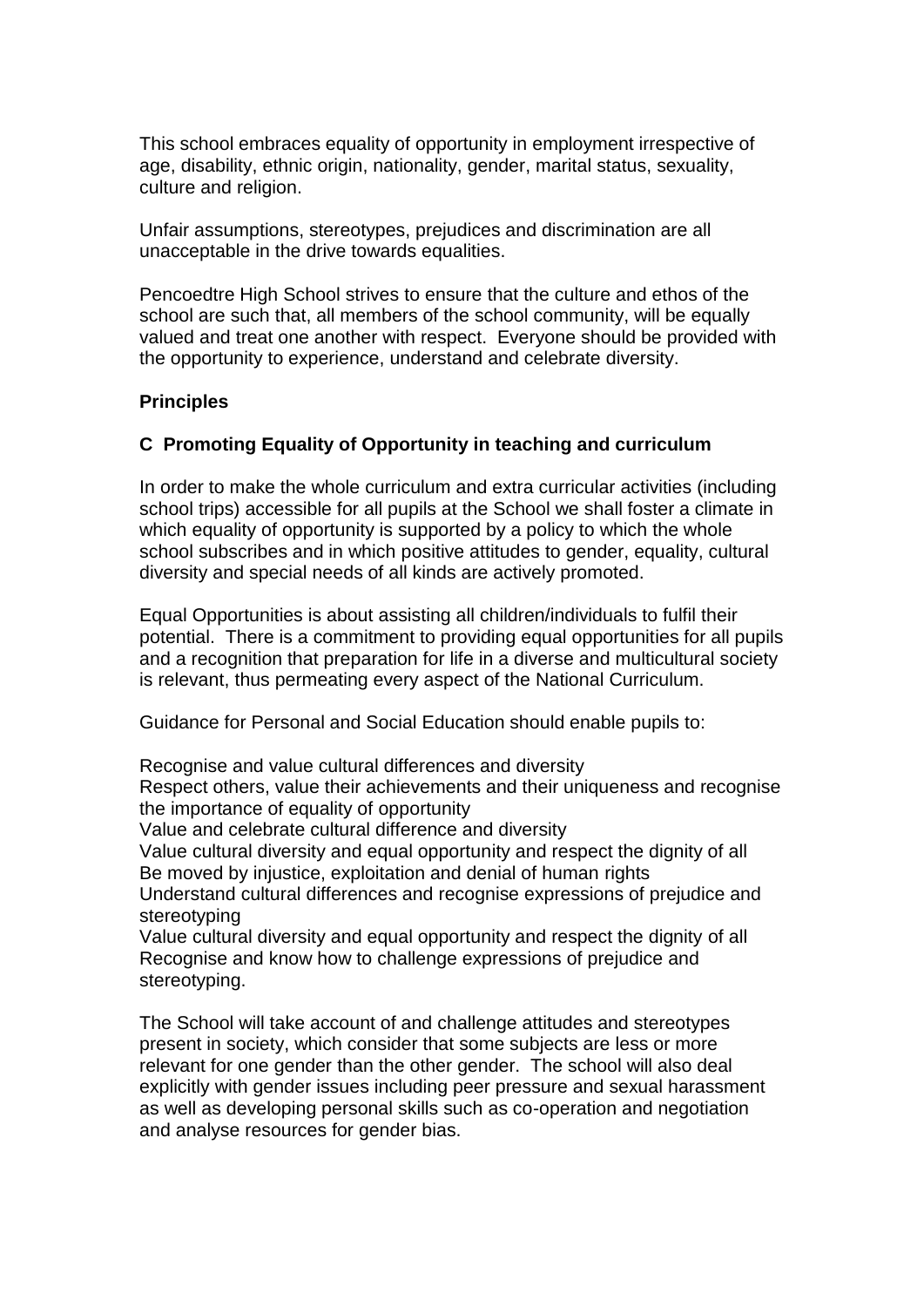This school embraces equality of opportunity in employment irrespective of age, disability, ethnic origin, nationality, gender, marital status, sexuality, culture and religion.

Unfair assumptions, stereotypes, prejudices and discrimination are all unacceptable in the drive towards equalities.

Pencoedtre High School strives to ensure that the culture and ethos of the school are such that, all members of the school community, will be equally valued and treat one another with respect. Everyone should be provided with the opportunity to experience, understand and celebrate diversity.

**Principles**

**C Promoting Equality of Opportunity in teaching and curriculum**

In order to make the whole curriculum and extra curricular activities (including school trips) accessible for all pupils at the School we shall foster a climate in which equality of opportunity is supported by a policy to which the whole school subscribes and in which positive attitudes to gender, equality, cultural diversity and special needs of all kinds are actively promoted.

Equal Opportunities is about assisting all children/individuals to fulfil their potential. There is a commitment to providing equal opportunities for all pupils and a recognition that preparation for life in a diverse and multicultural society is relevant, thus permeating every aspect of the National Curriculum.

Guidance for Personal and Social Education should enable pupils to:

Recognise and value cultural differences and diversity
Respect others, value their achievements and their uniqueness and recognise the importance of equality of opportunity
Value and celebrate cultural difference and diversity
Value cultural diversity and equal opportunity and respect the dignity of all
Be moved by injustice, exploitation and denial of human rights
Understand cultural differences and recognise expressions of prejudice and stereotyping
Value cultural diversity and equal opportunity and respect the dignity of all
Recognise and know how to challenge expressions of prejudice and stereotyping.

The School will take account of and challenge attitudes and stereotypes present in society, which consider that some subjects are less or more relevant for one gender than the other gender. The school will also deal explicitly with gender issues including peer pressure and sexual harassment as well as developing personal skills such as co-operation and negotiation and analyse resources for gender bias.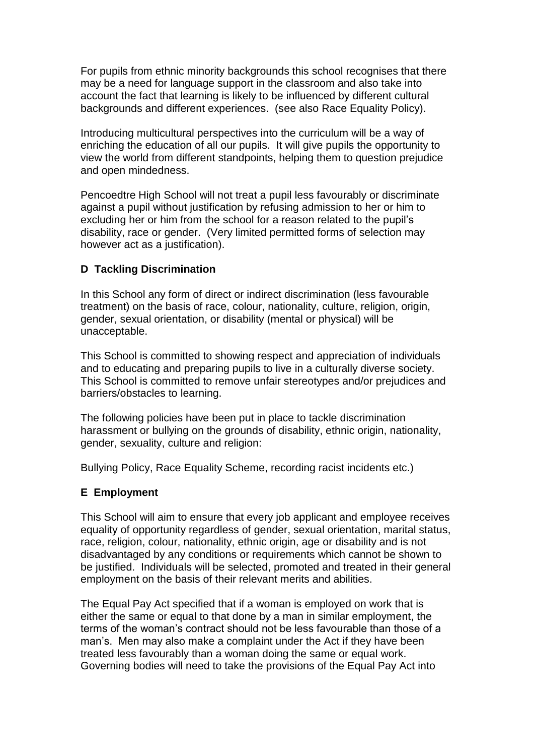For pupils from ethnic minority backgrounds this school recognises that there may be a need for language support in the classroom and also take into account the fact that learning is likely to be influenced by different cultural backgrounds and different experiences. (see also Race Equality Policy).

Introducing multicultural perspectives into the curriculum will be a way of enriching the education of all our pupils. It will give pupils the opportunity to view the world from different standpoints, helping them to question prejudice and open mindedness.

Pencoedtre High School will not treat a pupil less favourably or discriminate against a pupil without justification by refusing admission to her or him to excluding her or him from the school for a reason related to the pupil's disability, race or gender. (Very limited permitted forms of selection may however act as a justification).

**D Tackling Discrimination**

In this School any form of direct or indirect discrimination (less favourable treatment) on the basis of race, colour, nationality, culture, religion, origin, gender, sexual orientation, or disability (mental or physical) will be unacceptable.

This School is committed to showing respect and appreciation of individuals and to educating and preparing pupils to live in a culturally diverse society. This School is committed to remove unfair stereotypes and/or prejudices and barriers/obstacles to learning.

The following policies have been put in place to tackle discrimination harassment or bullying on the grounds of disability, ethnic origin, nationality, gender, sexuality, culture and religion:

Bullying Policy, Race Equality Scheme, recording racist incidents etc.)

**E Employment**

This School will aim to ensure that every job applicant and employee receives equality of opportunity regardless of gender, sexual orientation, marital status, race, religion, colour, nationality, ethnic origin, age or disability and is not disadvantaged by any conditions or requirements which cannot be shown to be justified. Individuals will be selected, promoted and treated in their general employment on the basis of their relevant merits and abilities.

The Equal Pay Act specified that if a woman is employed on work that is either the same or equal to that done by a man in similar employment, the terms of the woman's contract should not be less favourable than those of a man's. Men may also make a complaint under the Act if they have been treated less favourably than a woman doing the same or equal work. Governing bodies will need to take the provisions of the Equal Pay Act into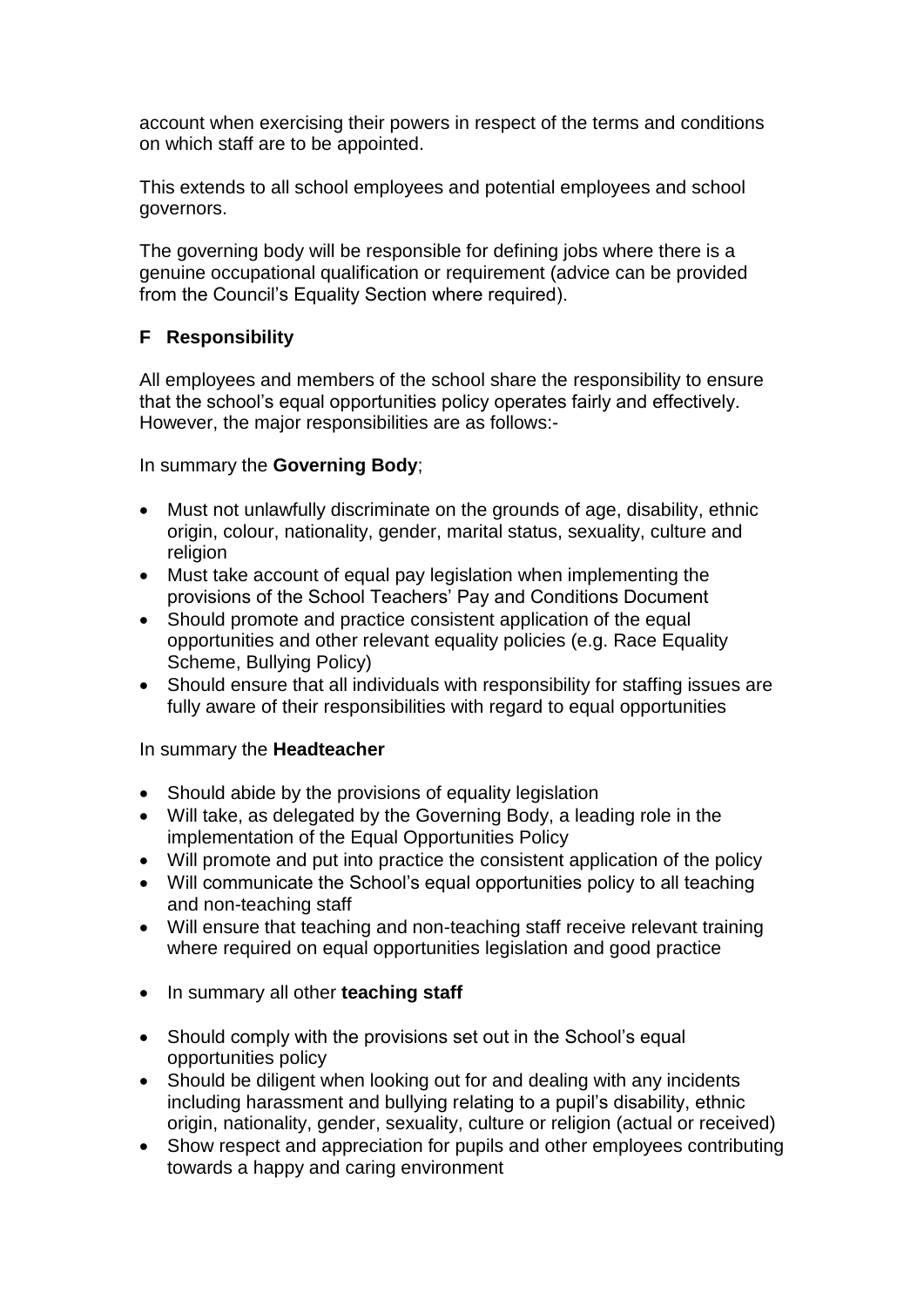account when exercising their powers in respect of the terms and conditions on which staff are to be appointed.

This extends to all school employees and potential employees and school governors.

The governing body will be responsible for defining jobs where there is a genuine occupational qualification or requirement (advice can be provided from the Council's Equality Section where required).

## F Responsibility

All employees and members of the school share the responsibility to ensure that the school's equal opportunities policy operates fairly and effectively. However, the major responsibilities are as follows:-

In summary the **Governing Body**;

- Must not unlawfully discriminate on the grounds of age, disability, ethnic origin, colour, nationality, gender, marital status, sexuality, culture and religion
- Must take account of equal pay legislation when implementing the provisions of the School Teachers' Pay and Conditions Document
- Should promote and practice consistent application of the equal opportunities and other relevant equality policies (e.g. Race Equality Scheme, Bullying Policy)
- Should ensure that all individuals with responsibility for staffing issues are fully aware of their responsibilities with regard to equal opportunities

In summary the **Headteacher**

- Should abide by the provisions of equality legislation
- Will take, as delegated by the Governing Body, a leading role in the implementation of the Equal Opportunities Policy
- Will promote and put into practice the consistent application of the policy
- Will communicate the School's equal opportunities policy to all teaching and non-teaching staff
- Will ensure that teaching and non-teaching staff receive relevant training where required on equal opportunities legislation and good practice

- In summary all other **teaching staff**

- Should comply with the provisions set out in the School's equal opportunities policy
- Should be diligent when looking out for and dealing with any incidents including harassment and bullying relating to a pupil's disability, ethnic origin, nationality, gender, sexuality, culture or religion (actual or received)
- Show respect and appreciation for pupils and other employees contributing towards a happy and caring environment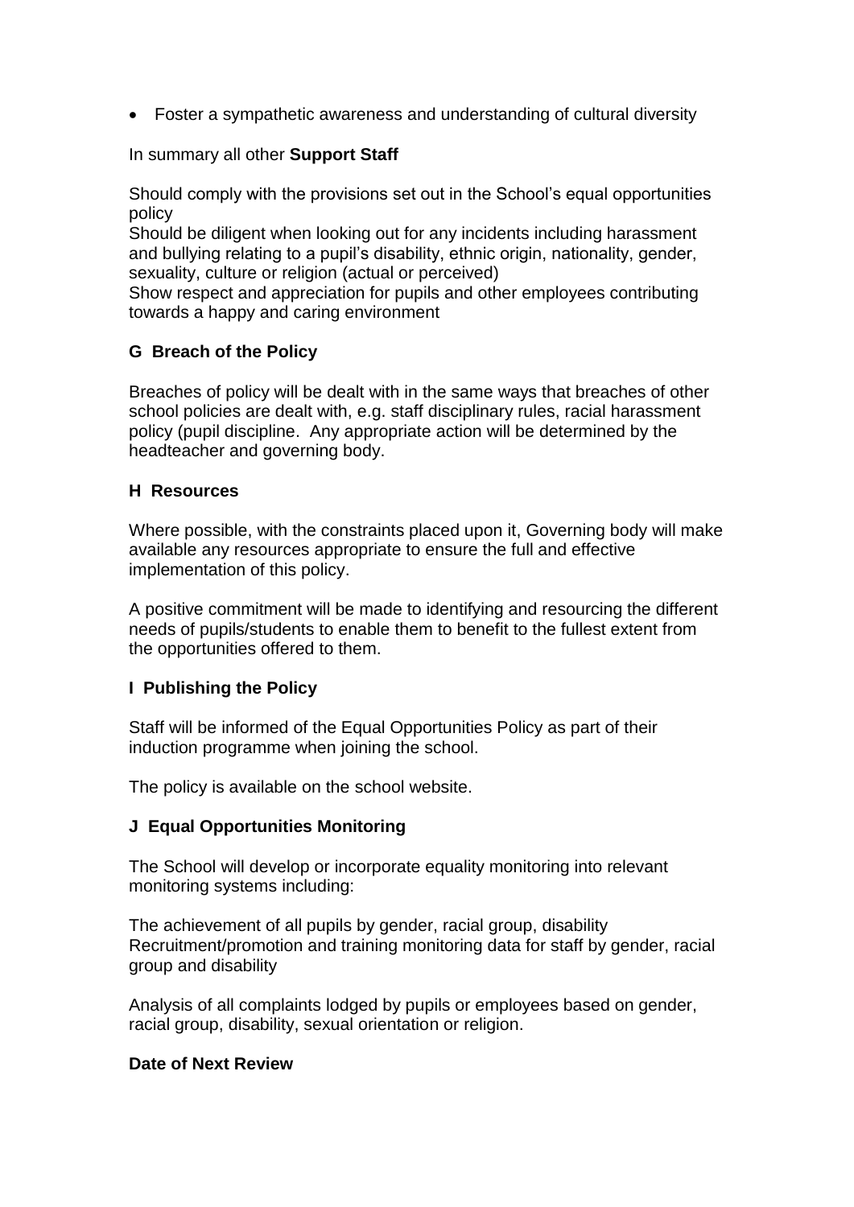- Foster a sympathetic awareness and understanding of cultural diversity

In summary all other **Support Staff**

Should comply with the provisions set out in the School's equal opportunities policy
Should be diligent when looking out for any incidents including harassment and bullying relating to a pupil's disability, ethnic origin, nationality, gender, sexuality, culture or religion (actual or perceived)
Show respect and appreciation for pupils and other employees contributing towards a happy and caring environment

### G Breach of the Policy

Breaches of policy will be dealt with in the same ways that breaches of other school policies are dealt with, e.g. staff disciplinary rules, racial harassment policy (pupil discipline. Any appropriate action will be determined by the headteacher and governing body.

### H Resources

Where possible, with the constraints placed upon it, Governing body will make available any resources appropriate to ensure the full and effective implementation of this policy.

A positive commitment will be made to identifying and resourcing the different needs of pupils/students to enable them to benefit to the fullest extent from the opportunities offered to them.

### I Publishing the Policy

Staff will be informed of the Equal Opportunities Policy as part of their induction programme when joining the school.

The policy is available on the school website.

### J Equal Opportunities Monitoring

The School will develop or incorporate equality monitoring into relevant monitoring systems including:

The achievement of all pupils by gender, racial group, disability
Recruitment/promotion and training monitoring data for staff by gender, racial group and disability

Analysis of all complaints lodged by pupils or employees based on gender, racial group, disability, sexual orientation or religion.

**Date of Next Review**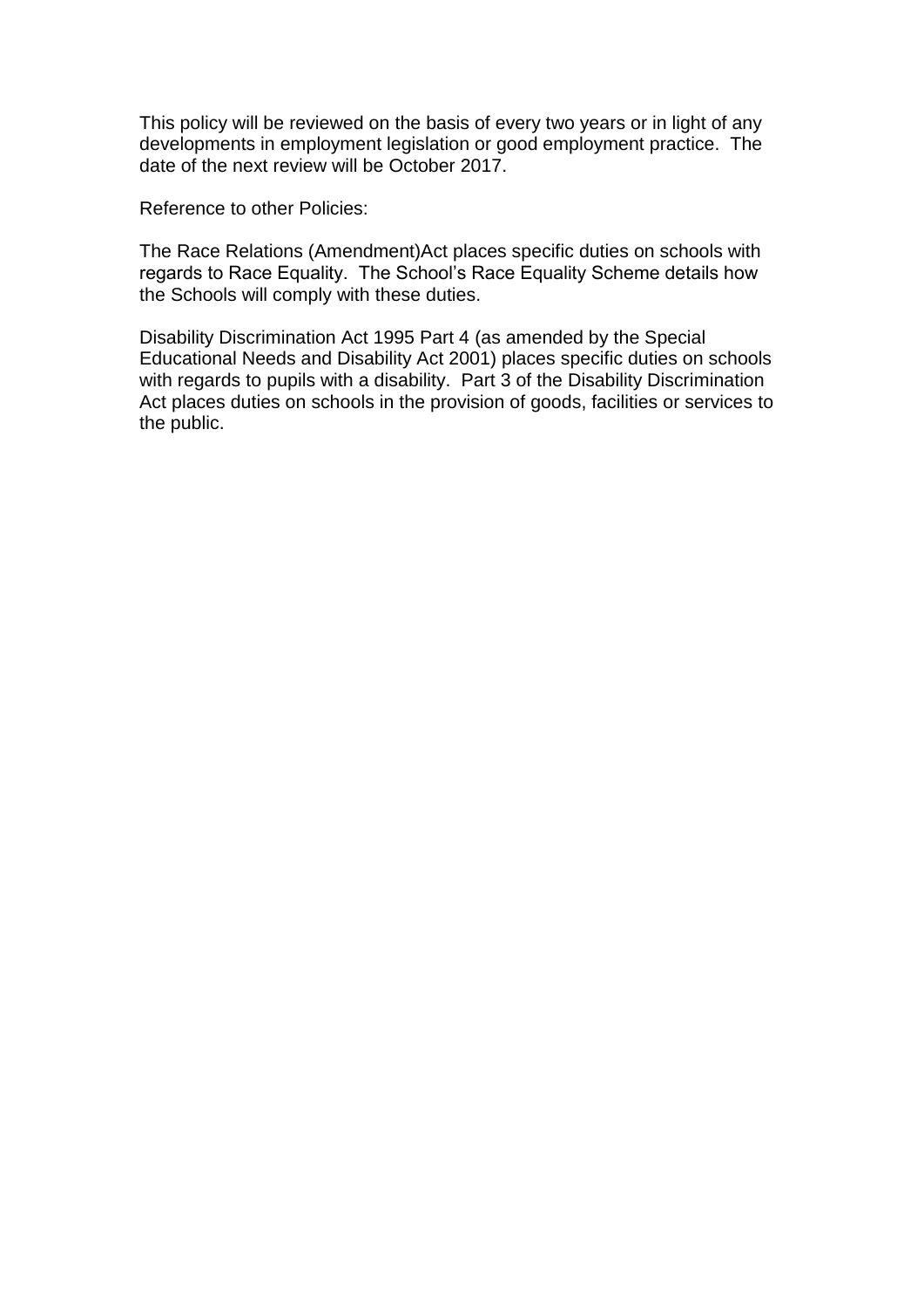This policy will be reviewed on the basis of every two years or in light of any developments in employment legislation or good employment practice. The date of the next review will be October 2017.

Reference to other Policies:

The Race Relations (Amendment)Act places specific duties on schools with regards to Race Equality. The School's Race Equality Scheme details how the Schools will comply with these duties.

Disability Discrimination Act 1995 Part 4 (as amended by the Special Educational Needs and Disability Act 2001) places specific duties on schools with regards to pupils with a disability. Part 3 of the Disability Discrimination Act places duties on schools in the provision of goods, facilities or services to the public.